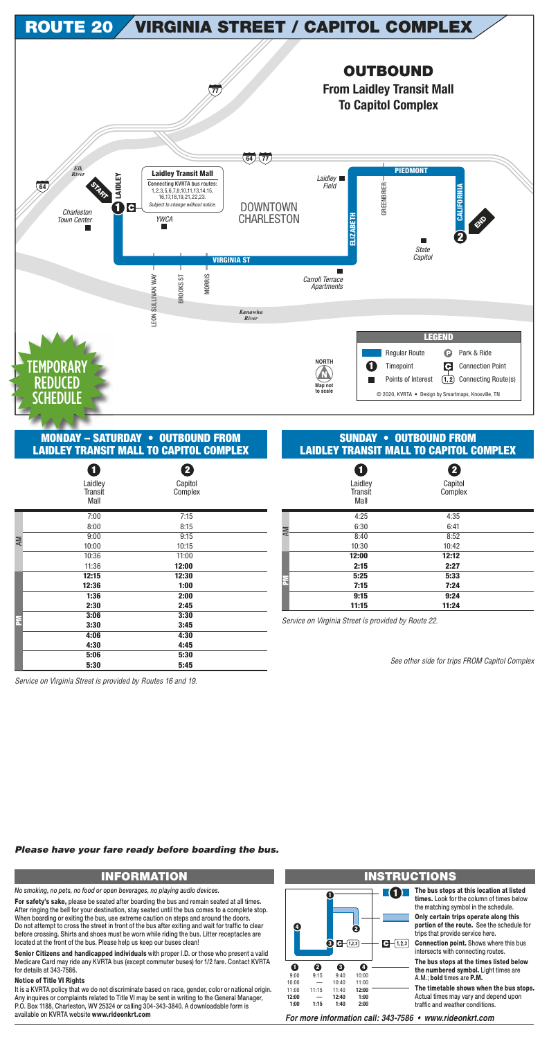# ROUTE 20 VIRGINIA STREET / CAPITOL COMPLEX

## OUTBOUND

**From Laidley Transit Mall To Capitol Complex**

Laidley Transit Mall
Connecting KVRTA bus routes: 1,2,3,5,6,7,8,10,11,13,14,15,16,17,18,19,21,22,23.
*Subject to change without notice.*

START — LAIDLEY — VIRGINIA ST — ELIZABETH — PIEDMONT — CALIFORNIA — END

Points along route: Elk River, Charleston Town Center, YWCA, Leon Sullivan Way, Brooks St, Morris, Downtown Charleston, Carroll Terrace Apartments, Kanawha River, Laidley Field, Greenbrier, State Capitol

**LEGEND**

- Regular Route
- Timepoint
- Points of Interest
- P Park & Ride
- C Connection Point
- (1,2) Connecting Route(s)

NORTH — Map not to scale

© 2020, KVRTA • Design by Smartmaps, Knoxville, TN

**TEMPORARY REDUCED SCHEDULE**

## MONDAY – SATURDAY • OUTBOUND FROM LAIDLEY TRANSIT MALL TO CAPITOL COMPLEX

| | 1 Laidley Transit Mall | 2 Capitol Complex |
|---|---|---|
| AM | 7:00 | 7:15 |
| AM | 8:00 | 8:15 |
| AM | 9:00 | 9:15 |
| AM | 10:00 | 10:15 |
| AM | 10:36 | 11:00 |
| AM | 11:36 | **12:00** |
| PM | **12:15** | **12:30** |
| PM | **12:36** | **1:00** |
| PM | **1:36** | **2:00** |
| PM | **2:30** | **2:45** |
| PM | **3:06** | **3:30** |
| PM | **3:30** | **3:45** |
| PM | **4:06** | **4:30** |
| PM | **4:30** | **4:45** |
| PM | **5:06** | **5:30** |
| PM | **5:30** | **5:45** |

*Service on Virginia Street is provided by Routes 16 and 19.*

## SUNDAY • OUTBOUND FROM LAIDLEY TRANSIT MALL TO CAPITOL COMPLEX

| | 1 Laidley Transit Mall | 2 Capitol Complex |
|---|---|---|
| AM | 4:25 | 4:35 |
| AM | 6:30 | 6:41 |
| AM | 8:40 | 8:52 |
| AM | 10:30 | 10:42 |
| PM | **12:00** | **12:12** |
| PM | **2:15** | **2:27** |
| PM | **5:25** | **5:33** |
| PM | **7:15** | **7:24** |
| PM | **9:15** | **9:24** |
| PM | **11:15** | **11:24** |

*Service on Virginia Street is provided by Route 22.*

*See other side for trips FROM Capitol Complex*

***Please have your fare ready before boarding the bus.***

## INFORMATION

*No smoking, no pets, no food or open beverages, no playing audio devices.*

**For safety's sake,** please be seated after boarding the bus and remain seated at all times. After ringing the bell for your destination, stay seated until the bus comes to a complete stop. When boarding or exiting the bus, use extreme caution on steps and around the doors. Do not attempt to cross the street in front of the bus after exiting and wait for traffic to clear before crossing. Shirts and shoes must be worn while riding the bus. Litter receptacles are located at the front of the bus. Please help us keep our buses clean!

**Senior Citizens and handicapped individuals** with proper I.D. or those who present a valid Medicare Card may ride any KVRTA bus (except commuter buses) for 1/2 fare. Contact KVRTA for details at 343-7586.

**Notice of Title VI Rights**

It is a KVRTA policy that we do not discriminate based on race, gender, color or national origin. Any inquires or complaints related to Title VI may be sent in writing to the General Manager, P.O. Box 1188, Charleston, WV 25324 or calling 304-343-3840. A downloadable form is available on KVRTA website **www.rideonkrt.com**

## INSTRUCTIONS

| 1 | 2 | 3 | 4 |
|---|---|---|---|
| 9:00 | 9:15 | 9:40 | 10:00 |
| 10:00 | — | 10:40 | 11:00 |
| 11:00 | 11:15 | 11:40 | **12:00** |
| **12:00** | — | **12:40** | **1:00** |
| **1:00** | **1:15** | **1:40** | **2:00** |

**The bus stops at this location at listed times.** Look for the column of times below the matching symbol in the schedule.

**Only certain trips operate along this portion of the route.** See the schedule for trips that provide service here.

**Connection point.** Shows where this bus intersects with connecting routes.

**The bus stops at the times listed below the numbered symbol.** Light times are A.M.; **bold** times are **P.M.**

**The timetable shows when the bus stops.** Actual times may vary and depend upon traffic and weather conditions.

***For more information call: 343-7586 • www.rideonkrt.com***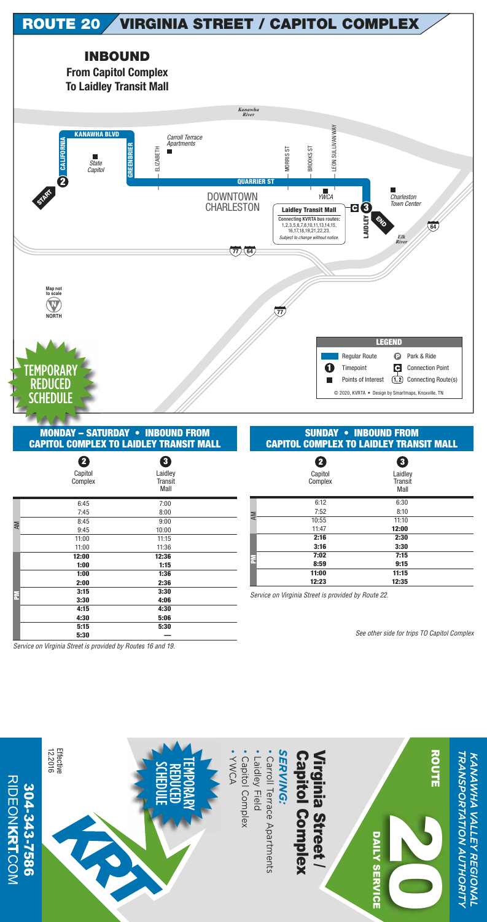# ROUTE 20 VIRGINIA STREET / CAPITOL COMPLEX

## INBOUND

**From Capitol Complex To Laidley Transit Mall**

Kanawha River

KANAWHA BLVD

CALIFORNIA

State Capitol

GREENBRIER

ELIZABETH

Carroll Terrace Apartments

QUARRIER ST

MORRIS ST

BROOKS ST

LEON SULLIVAN WAY

DOWNTOWN CHARLESTON

YWCA

**Laidley Transit Mall**

Connecting KVRTA bus routes: 1,2,3,5,6,7,8,10,11,13,14,15, 16,17,18,19,21,22,23.

*Subject to change without notice.*

LAIDLEY

Charleston Town Center

START

END

Elk River

77 64

Map not to scale

NORTH

TEMPORARY REDUCED SCHEDULE

**LEGEND**

- Regular Route
- Timepoint
- Points of Interest
- Park & Ride
- Connection Point
- Connecting Route(s)

© 2020, KVRTA • Design by Smartmaps, Knoxville, TN

### MONDAY – SATURDAY • INBOUND FROM CAPITOL COMPLEX TO LAIDLEY TRANSIT MALL

| | 2 Capitol Complex | 3 Laidley Transit Mall |
|---|---|---|
| AM | 6:45 | 7:00 |
| AM | 7:45 | 8:00 |
| AM | 8:45 | 9:00 |
| AM | 9:45 | 10:00 |
| AM | 11:00 | 11:15 |
| AM | 11:00 | 11:36 |
| PM | **12:00** | **12:36** |
| PM | **1:00** | **1:15** |
| PM | **1:00** | **1:36** |
| PM | **2:00** | **2:36** |
| PM | **3:15** | **3:30** |
| PM | **3:30** | **4:06** |
| PM | **4:15** | **4:30** |
| PM | **4:30** | **5:06** |
| PM | **5:15** | **5:30** |
| PM | **5:30** | **—** |

*Service on Virginia Street is provided by Routes 16 and 19.*

### SUNDAY • INBOUND FROM CAPITOL COMPLEX TO LAIDLEY TRANSIT MALL

| | 2 Capitol Complex | 3 Laidley Transit Mall |
|---|---|---|
| AM | 6:12 | 6:30 |
| AM | 7:52 | 8:10 |
| AM | 10:55 | 11:10 |
| AM | 11:47 | **12:00** |
| PM | **2:16** | **2:30** |
| PM | **3:16** | **3:30** |
| PM | **7:02** | **7:15** |
| PM | **8:59** | **9:15** |
| PM | **11:00** | **11:15** |
| PM | **12:23** | **12:35** |

*Service on Virginia Street is provided by Route 22.*

*See other side for trips TO Capitol Complex*

*KANAWHA VALLEY REGIONAL TRANSPORTATION AUTHORITY*

**ROUTE 20**

**DAILY SERVICE**

## Virginia Street / Capitol Complex

***SERVING:***

- Carroll Terrace Apartments
- Laidley Field
- Capitol Complex
- YWCA

TEMPORARY REDUCED SCHEDULE

Effective 12.2016

KRT

**304-343-7586**

RIDEON**KRT**.COM